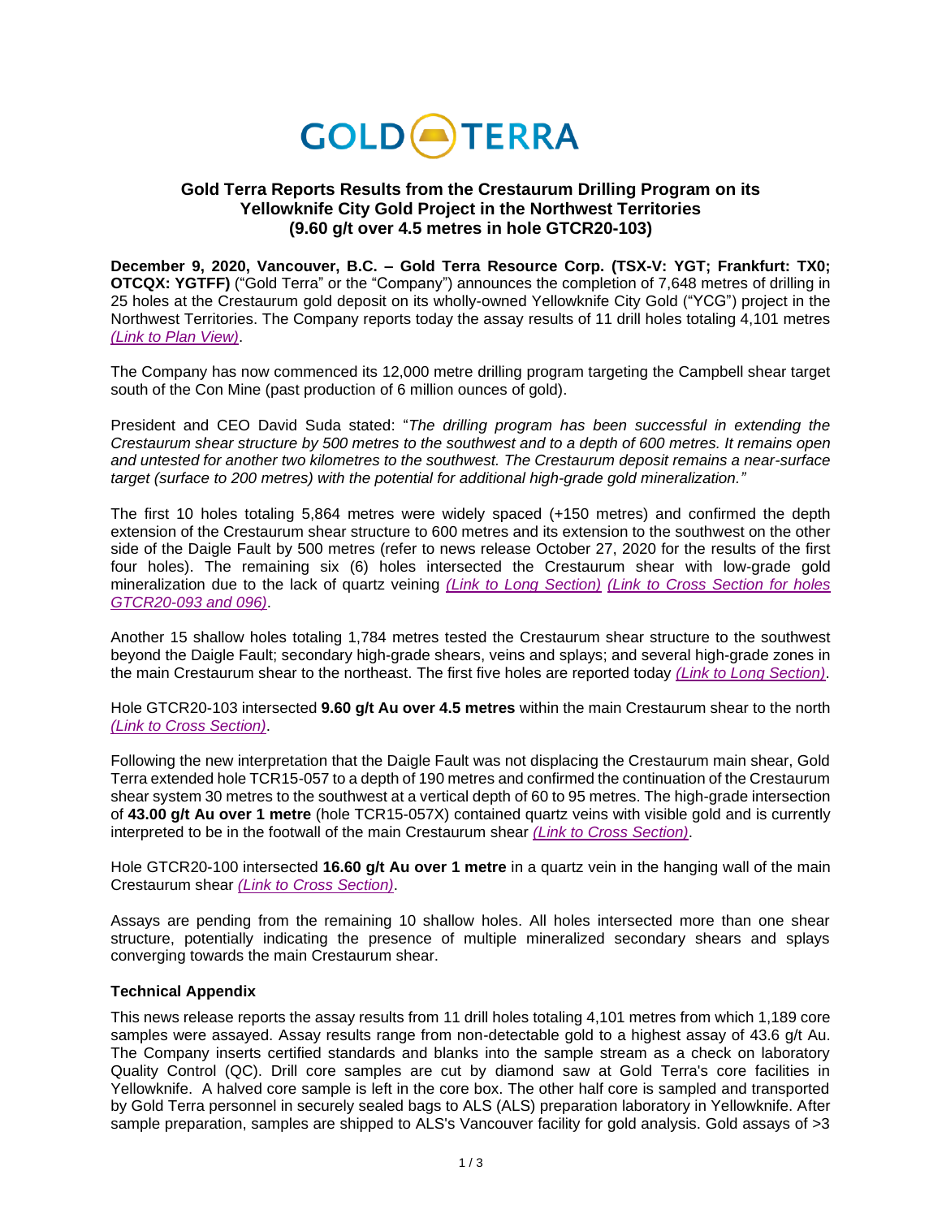# GOLD TERRA

## Gold Terra Reports Results from the Crestaurum Drilling Program on its Yellowknife City Gold Project in the Northwest Territories (9.60 g/t over 4.5 metres in hole GTCR20-103)

**December 9, 2020, Vancouver, B.C. – Gold Terra Resource Corp. (TSX-V: YGT; Frankfurt: TX0; OTCQX: YGTFF)** ("Gold Terra" or the "Company") announces the completion of 7,648 metres of drilling in 25 holes at the Crestaurum gold deposit on its wholly-owned Yellowknife City Gold ("YCG") project in the Northwest Territories. The Company reports today the assay results of 11 drill holes totaling 4,101 metres *(Link to Plan View)*.

The Company has now commenced its 12,000 metre drilling program targeting the Campbell shear target south of the Con Mine (past production of 6 million ounces of gold).

President and CEO David Suda stated: "*The drilling program has been successful in extending the Crestaurum shear structure by 500 metres to the southwest and to a depth of 600 metres. It remains open and untested for another two kilometres to the southwest. The Crestaurum deposit remains a near-surface target (surface to 200 metres) with the potential for additional high-grade gold mineralization."*

The first 10 holes totaling 5,864 metres were widely spaced (+150 metres) and confirmed the depth extension of the Crestaurum shear structure to 600 metres and its extension to the southwest on the other side of the Daigle Fault by 500 metres (refer to news release October 27, 2020 for the results of the first four holes). The remaining six (6) holes intersected the Crestaurum shear with low-grade gold mineralization due to the lack of quartz veining *(Link to Long Section)* *(Link to Cross Section for holes GTCR20-093 and 096)*.

Another 15 shallow holes totaling 1,784 metres tested the Crestaurum shear structure to the southwest beyond the Daigle Fault; secondary high-grade shears, veins and splays; and several high-grade zones in the main Crestaurum shear to the northeast. The first five holes are reported today *(Link to Long Section)*.

Hole GTCR20-103 intersected **9.60 g/t Au over 4.5 metres** within the main Crestaurum shear to the north *(Link to Cross Section)*.

Following the new interpretation that the Daigle Fault was not displacing the Crestaurum main shear, Gold Terra extended hole TCR15-057 to a depth of 190 metres and confirmed the continuation of the Crestaurum shear system 30 metres to the southwest at a vertical depth of 60 to 95 metres. The high-grade intersection of **43.00 g/t Au over 1 metre** (hole TCR15-057X) contained quartz veins with visible gold and is currently interpreted to be in the footwall of the main Crestaurum shear *(Link to Cross Section)*.

Hole GTCR20-100 intersected **16.60 g/t Au over 1 metre** in a quartz vein in the hanging wall of the main Crestaurum shear *(Link to Cross Section)*.

Assays are pending from the remaining 10 shallow holes. All holes intersected more than one shear structure, potentially indicating the presence of multiple mineralized secondary shears and splays converging towards the main Crestaurum shear.

### Technical Appendix

This news release reports the assay results from 11 drill holes totaling 4,101 metres from which 1,189 core samples were assayed. Assay results range from non-detectable gold to a highest assay of 43.6 g/t Au. The Company inserts certified standards and blanks into the sample stream as a check on laboratory Quality Control (QC). Drill core samples are cut by diamond saw at Gold Terra's core facilities in Yellowknife. A halved core sample is left in the core box. The other half core is sampled and transported by Gold Terra personnel in securely sealed bags to ALS (ALS) preparation laboratory in Yellowknife. After sample preparation, samples are shipped to ALS's Vancouver facility for gold analysis. Gold assays of >3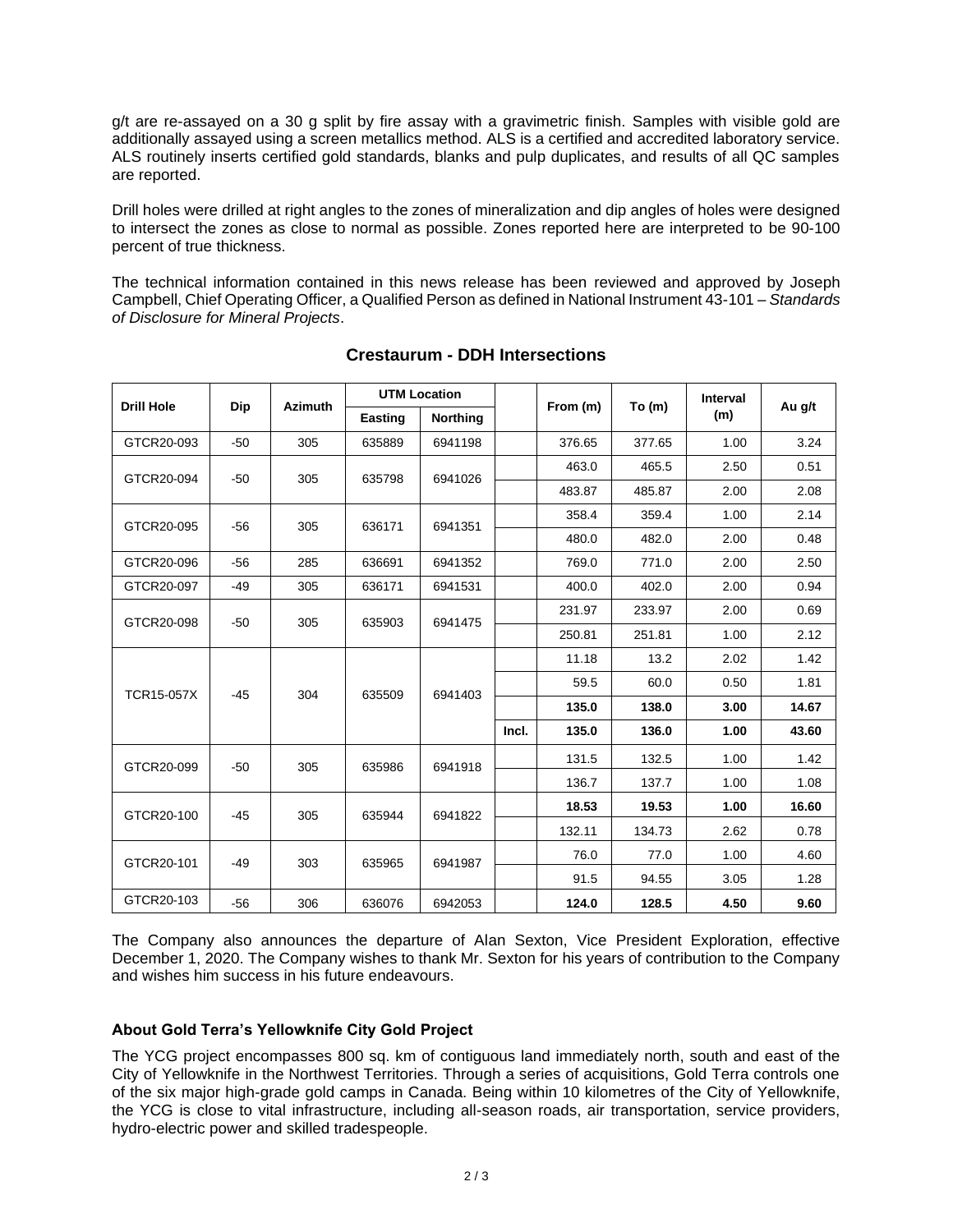g/t are re-assayed on a 30 g split by fire assay with a gravimetric finish. Samples with visible gold are additionally assayed using a screen metallics method. ALS is a certified and accredited laboratory service. ALS routinely inserts certified gold standards, blanks and pulp duplicates, and results of all QC samples are reported.

Drill holes were drilled at right angles to the zones of mineralization and dip angles of holes were designed to intersect the zones as close to normal as possible. Zones reported here are interpreted to be 90-100 percent of true thickness.

The technical information contained in this news release has been reviewed and approved by Joseph Campbell, Chief Operating Officer, a Qualified Person as defined in National Instrument 43-101 – *Standards of Disclosure for Mineral Projects*.

## Crestaurum - DDH Intersections

| Drill Hole | Dip | Azimuth | UTM Location | | | From (m) | To (m) | Interval (m) | Au g/t |
|---|---|---|---|---|---|---|---|---|---|
| | | | Easting | Northing | | | | | |
| GTCR20-093 | -50 | 305 | 635889 | 6941198 | | 376.65 | 377.65 | 1.00 | 3.24 |
| GTCR20-094 | -50 | 305 | 635798 | 6941026 | | 463.0 | 465.5 | 2.50 | 0.51 |
| | | | | | | 483.87 | 485.87 | 2.00 | 2.08 |
| GTCR20-095 | -56 | 305 | 636171 | 6941351 | | 358.4 | 359.4 | 1.00 | 2.14 |
| | | | | | | 480.0 | 482.0 | 2.00 | 0.48 |
| GTCR20-096 | -56 | 285 | 636691 | 6941352 | | 769.0 | 771.0 | 2.00 | 2.50 |
| GTCR20-097 | -49 | 305 | 636171 | 6941531 | | 400.0 | 402.0 | 2.00 | 0.94 |
| GTCR20-098 | -50 | 305 | 635903 | 6941475 | | 231.97 | 233.97 | 2.00 | 0.69 |
| | | | | | | 250.81 | 251.81 | 1.00 | 2.12 |
| TCR15-057X | -45 | 304 | 635509 | 6941403 | | 11.18 | 13.2 | 2.02 | 1.42 |
| | | | | | | 59.5 | 60.0 | 0.50 | 1.81 |
| | | | | | | **135.0** | **138.0** | **3.00** | **14.67** |
| | | | | | **Incl.** | **135.0** | **136.0** | **1.00** | **43.60** |
| GTCR20-099 | -50 | 305 | 635986 | 6941918 | | 131.5 | 132.5 | 1.00 | 1.42 |
| | | | | | | 136.7 | 137.7 | 1.00 | 1.08 |
| GTCR20-100 | -45 | 305 | 635944 | 6941822 | | **18.53** | **19.53** | **1.00** | **16.60** |
| | | | | | | 132.11 | 134.73 | 2.62 | 0.78 |
| GTCR20-101 | -49 | 303 | 635965 | 6941987 | | 76.0 | 77.0 | 1.00 | 4.60 |
| | | | | | | 91.5 | 94.55 | 3.05 | 1.28 |
| GTCR20-103 | -56 | 306 | 636076 | 6942053 | | **124.0** | **128.5** | **4.50** | **9.60** |

The Company also announces the departure of Alan Sexton, Vice President Exploration, effective December 1, 2020. The Company wishes to thank Mr. Sexton for his years of contribution to the Company and wishes him success in his future endeavours.

### About Gold Terra's Yellowknife City Gold Project

The YCG project encompasses 800 sq. km of contiguous land immediately north, south and east of the City of Yellowknife in the Northwest Territories. Through a series of acquisitions, Gold Terra controls one of the six major high-grade gold camps in Canada. Being within 10 kilometres of the City of Yellowknife, the YCG is close to vital infrastructure, including all-season roads, air transportation, service providers, hydro-electric power and skilled tradespeople.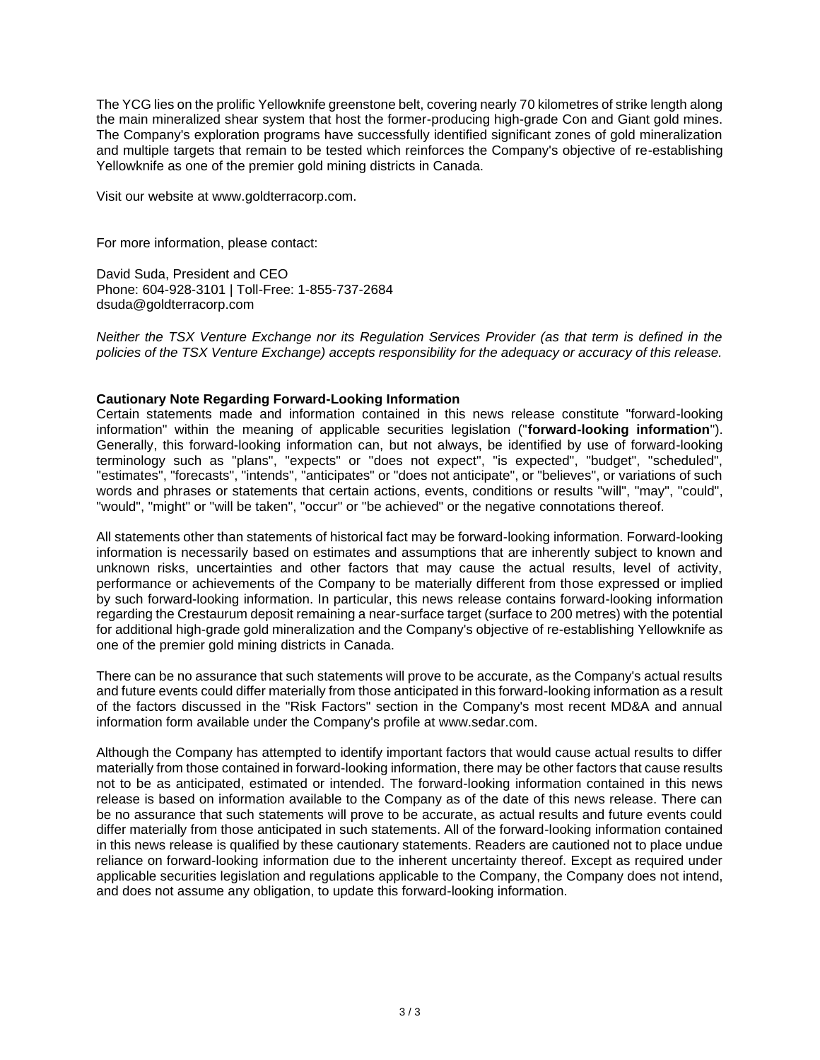The YCG lies on the prolific Yellowknife greenstone belt, covering nearly 70 kilometres of strike length along the main mineralized shear system that host the former-producing high-grade Con and Giant gold mines. The Company's exploration programs have successfully identified significant zones of gold mineralization and multiple targets that remain to be tested which reinforces the Company's objective of re-establishing Yellowknife as one of the premier gold mining districts in Canada.

Visit our website at www.goldterracorp.com.

For more information, please contact:

David Suda, President and CEO
Phone: 604-928-3101 | Toll-Free: 1-855-737-2684
dsuda@goldterracorp.com

*Neither the TSX Venture Exchange nor its Regulation Services Provider (as that term is defined in the policies of the TSX Venture Exchange) accepts responsibility for the adequacy or accuracy of this release.*

**Cautionary Note Regarding Forward-Looking Information**

Certain statements made and information contained in this news release constitute "forward-looking information" within the meaning of applicable securities legislation ("**forward-looking information**"). Generally, this forward-looking information can, but not always, be identified by use of forward-looking terminology such as "plans", "expects" or "does not expect", "is expected", "budget", "scheduled", "estimates", "forecasts", "intends", "anticipates" or "does not anticipate", or "believes", or variations of such words and phrases or statements that certain actions, events, conditions or results "will", "may", "could", "would", "might" or "will be taken", "occur" or "be achieved" or the negative connotations thereof.

All statements other than statements of historical fact may be forward-looking information. Forward-looking information is necessarily based on estimates and assumptions that are inherently subject to known and unknown risks, uncertainties and other factors that may cause the actual results, level of activity, performance or achievements of the Company to be materially different from those expressed or implied by such forward-looking information. In particular, this news release contains forward-looking information regarding the Crestaurum deposit remaining a near-surface target (surface to 200 metres) with the potential for additional high-grade gold mineralization and the Company's objective of re-establishing Yellowknife as one of the premier gold mining districts in Canada.

There can be no assurance that such statements will prove to be accurate, as the Company's actual results and future events could differ materially from those anticipated in this forward-looking information as a result of the factors discussed in the "Risk Factors" section in the Company's most recent MD&A and annual information form available under the Company's profile at www.sedar.com.

Although the Company has attempted to identify important factors that would cause actual results to differ materially from those contained in forward-looking information, there may be other factors that cause results not to be as anticipated, estimated or intended. The forward-looking information contained in this news release is based on information available to the Company as of the date of this news release. There can be no assurance that such statements will prove to be accurate, as actual results and future events could differ materially from those anticipated in such statements. All of the forward-looking information contained in this news release is qualified by these cautionary statements. Readers are cautioned not to place undue reliance on forward-looking information due to the inherent uncertainty thereof. Except as required under applicable securities legislation and regulations applicable to the Company, the Company does not intend, and does not assume any obligation, to update this forward-looking information.